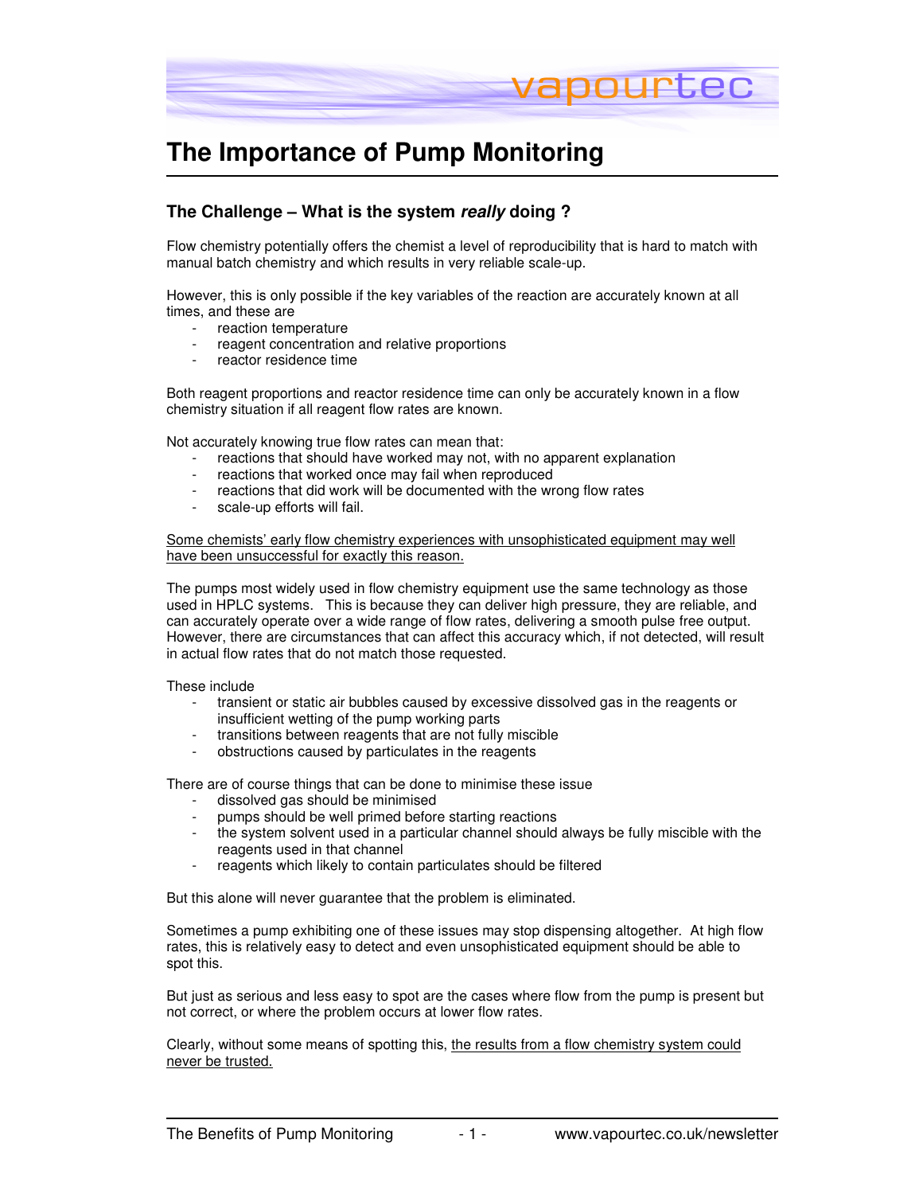# The Importance of Pump Monitoring

## The Challenge – What is the system *really* doing ?

Flow chemistry potentially offers the chemist a level of reproducibility that is hard to match with manual batch chemistry and which results in very reliable scale-up.

However, this is only possible if the key variables of the reaction are accurately known at all times, and these are

- reaction temperature
- reagent concentration and relative proportions
- reactor residence time

Both reagent proportions and reactor residence time can only be accurately known in a flow chemistry situation if all reagent flow rates are known.

Not accurately knowing true flow rates can mean that:

- reactions that should have worked may not, with no apparent explanation
- reactions that worked once may fail when reproduced
- reactions that did work will be documented with the wrong flow rates
- scale-up efforts will fail.

<u>Some chemists' early flow chemistry experiences with unsophisticated equipment may well have been unsuccessful for exactly this reason.</u>

The pumps most widely used in flow chemistry equipment use the same technology as those used in HPLC systems. This is because they can deliver high pressure, they are reliable, and can accurately operate over a wide range of flow rates, delivering a smooth pulse free output. However, there are circumstances that can affect this accuracy which, if not detected, will result in actual flow rates that do not match those requested.

These include

- transient or static air bubbles caused by excessive dissolved gas in the reagents or insufficient wetting of the pump working parts
- transitions between reagents that are not fully miscible
- obstructions caused by particulates in the reagents

There are of course things that can be done to minimise these issue

- dissolved gas should be minimised
- pumps should be well primed before starting reactions
- the system solvent used in a particular channel should always be fully miscible with the reagents used in that channel
- reagents which likely to contain particulates should be filtered

But this alone will never guarantee that the problem is eliminated.

Sometimes a pump exhibiting one of these issues may stop dispensing altogether. At high flow rates, this is relatively easy to detect and even unsophisticated equipment should be able to spot this.

But just as serious and less easy to spot are the cases where flow from the pump is present but not correct, or where the problem occurs at lower flow rates.

Clearly, without some means of spotting this, <u>the results from a flow chemistry system could never be trusted.</u>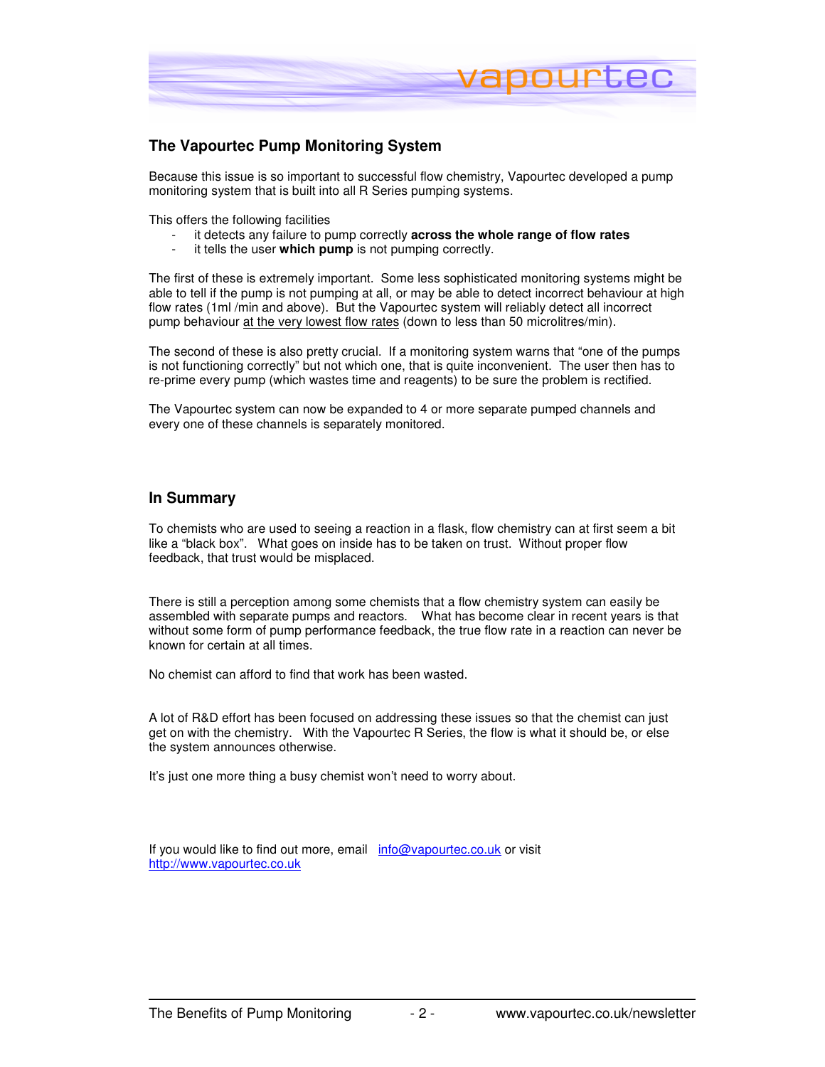## The Vapourtec Pump Monitoring System

Because this issue is so important to successful flow chemistry, Vapourtec developed a pump monitoring system that is built into all R Series pumping systems.

This offers the following facilities

- it detects any failure to pump correctly **across the whole range of flow rates**
- it tells the user **which pump** is not pumping correctly.

The first of these is extremely important. Some less sophisticated monitoring systems might be able to tell if the pump is not pumping at all, or may be able to detect incorrect behaviour at high flow rates (1ml /min and above). But the Vapourtec system will reliably detect all incorrect pump behaviour <u>at the very lowest flow rates</u> (down to less than 50 microlitres/min).

The second of these is also pretty crucial. If a monitoring system warns that "one of the pumps is not functioning correctly" but not which one, that is quite inconvenient. The user then has to re-prime every pump (which wastes time and reagents) to be sure the problem is rectified.

The Vapourtec system can now be expanded to 4 or more separate pumped channels and every one of these channels is separately monitored.

## In Summary

To chemists who are used to seeing a reaction in a flask, flow chemistry can at first seem a bit like a "black box". What goes on inside has to be taken on trust. Without proper flow feedback, that trust would be misplaced.

There is still a perception among some chemists that a flow chemistry system can easily be assembled with separate pumps and reactors. What has become clear in recent years is that without some form of pump performance feedback, the true flow rate in a reaction can never be known for certain at all times.

No chemist can afford to find that work has been wasted.

A lot of R&D effort has been focused on addressing these issues so that the chemist can just get on with the chemistry. With the Vapourtec R Series, the flow is what it should be, or else the system announces otherwise.

It's just one more thing a busy chemist won't need to worry about.

If you would like to find out more, email info@vapourtec.co.uk or visit http://www.vapourtec.co.uk